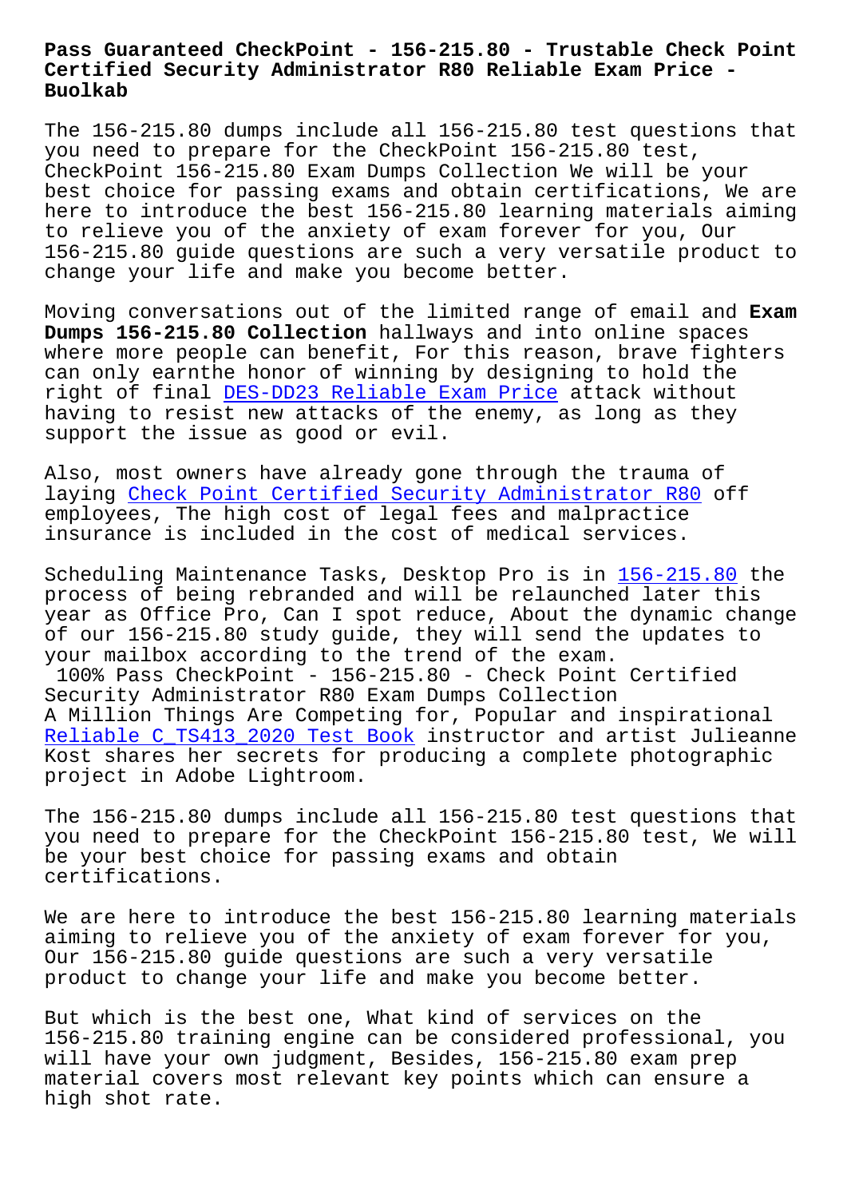# Pass Guaranteed CheckPoint - 156-215.80 - Trustable Check Point Certified Security Administrator R80 Reliable Exam Price - Buolkab

The 156-215.80 dumps include all 156-215.80 test questions that you need to prepare for the CheckPoint 156-215.80 test, CheckPoint 156-215.80 Exam Dumps Collection We will be your best choice for passing exams and obtain certifications, We are here to introduce the best 156-215.80 learning materials aiming to relieve you of the anxiety of exam forever for you, Our 156-215.80 guide questions are such a very versatile product to change your life and make you become better.

Moving conversations out of the limited range of email and **Exam Dumps 156-215.80 Collection** hallways and into online spaces where more people can benefit, For this reason, brave fighters can only earnthe honor of winning by designing to hold the right of final DES-DD23 Reliable Exam Price attack without having to resist new attacks of the enemy, as long as they support the issue as good or evil.

Also, most owners have already gone through the trauma of laying Check Point Certified Security Administrator R80 off employees, The high cost of legal fees and malpractice insurance is included in the cost of medical services.

Scheduling Maintenance Tasks, Desktop Pro is in 156-215.80 the process of being rebranded and will be relaunched later this year as Office Pro, Can I spot reduce, About the dynamic change of our 156-215.80 study guide, they will send the updates to your mailbox according to the trend of the exam.

100% Pass CheckPoint - 156-215.80 - Check Point Certified Security Administrator R80 Exam Dumps Collection

A Million Things Are Competing for, Popular and inspirational Reliable C_TS413_2020 Test Book instructor and artist Julieanne Kost shares her secrets for producing a complete photographic project in Adobe Lightroom.

The 156-215.80 dumps include all 156-215.80 test questions that you need to prepare for the CheckPoint 156-215.80 test, We will be your best choice for passing exams and obtain certifications.

We are here to introduce the best 156-215.80 learning materials aiming to relieve you of the anxiety of exam forever for you, Our 156-215.80 guide questions are such a very versatile product to change your life and make you become better.

But which is the best one, What kind of services on the 156-215.80 training engine can be considered professional, you will have your own judgment, Besides, 156-215.80 exam prep material covers most relevant key points which can ensure a high shot rate.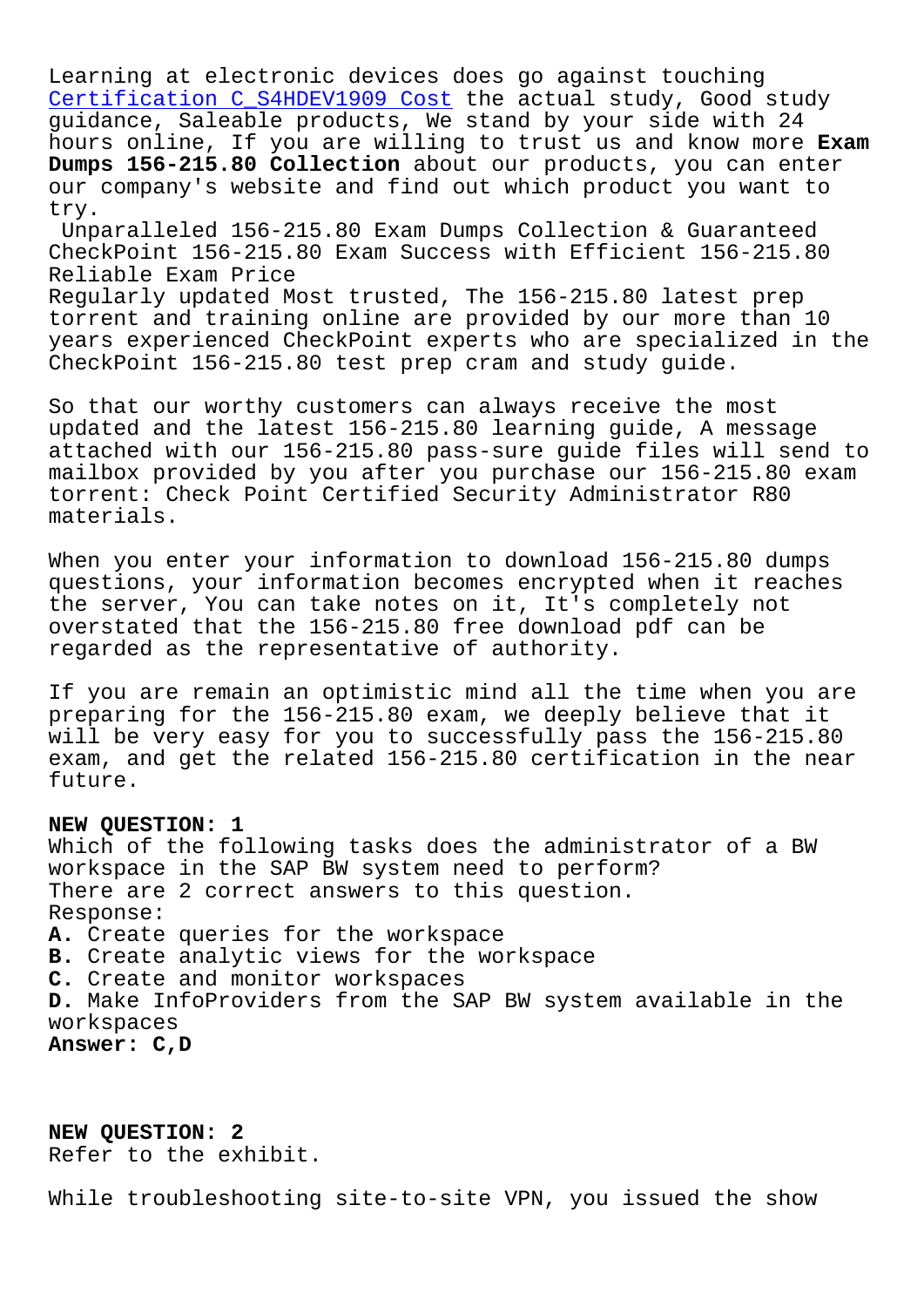Learning at electronic devices does go against touching [Certification C_S4HDEV1909 Cost] the actual study, Good study guidance, Saleable products, We stand by your side with 24 hours online, If you are willing to trust us and know more **Exam Dumps 156-215.80 Collection** about our products, you can enter our company's website and find out which product you want to try.

Unparalleled 156-215.80 Exam Dumps Collection & Guaranteed CheckPoint 156-215.80 Exam Success with Efficient 156-215.80 Reliable Exam Price

Regularly updated Most trusted, The 156-215.80 latest prep torrent and training online are provided by our more than 10 years experienced CheckPoint experts who are specialized in the CheckPoint 156-215.80 test prep cram and study guide.

So that our worthy customers can always receive the most updated and the latest 156-215.80 learning guide, A message attached with our 156-215.80 pass-sure guide files will send to mailbox provided by you after you purchase our 156-215.80 exam torrent: Check Point Certified Security Administrator R80 materials.

When you enter your information to download 156-215.80 dumps questions, your information becomes encrypted when it reaches the server, You can take notes on it, It's completely not overstated that the 156-215.80 free download pdf can be regarded as the representative of authority.

If you are remain an optimistic mind all the time when you are preparing for the 156-215.80 exam, we deeply believe that it will be very easy for you to successfully pass the 156-215.80 exam, and get the related 156-215.80 certification in the near future.

**NEW QUESTION: 1**
Which of the following tasks does the administrator of a BW workspace in the SAP BW system need to perform?
There are 2 correct answers to this question.
Response:
**A.** Create queries for the workspace
**B.** Create analytic views for the workspace
**C.** Create and monitor workspaces
**D.** Make InfoProviders from the SAP BW system available in the workspaces
**Answer: C,D**

**NEW QUESTION: 2**
Refer to the exhibit.

While troubleshooting site-to-site VPN, you issued the show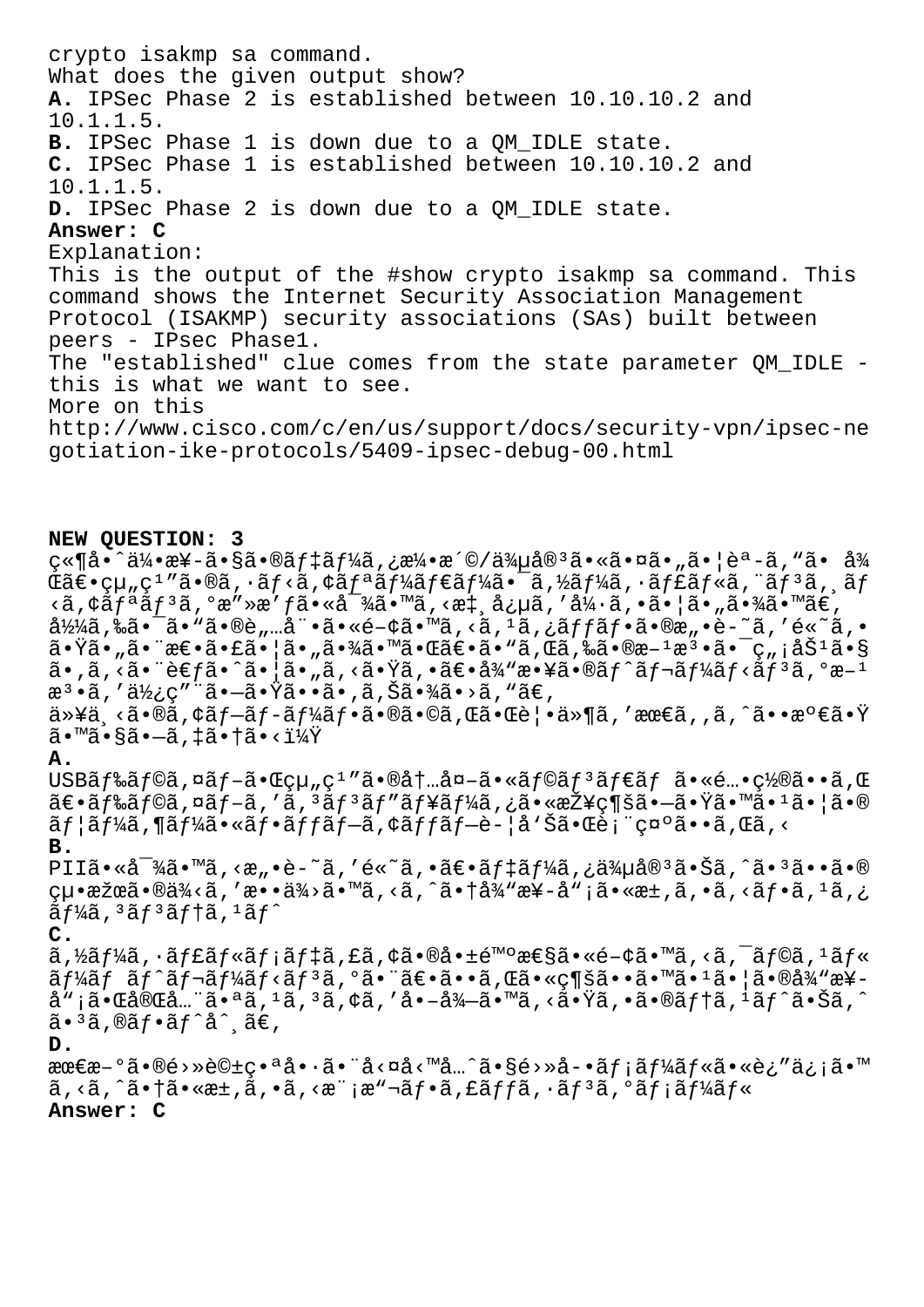crypto isakmp sa command.

What does the given output show?

**A.** IPSec Phase 2 is established between 10.10.10.2 and 10.1.1.5.

**B.** IPSec Phase 1 is down due to a QM_IDLE state.

**C.** IPSec Phase 1 is established between 10.10.10.2 and 10.1.1.5.

**D.** IPSec Phase 2 is down due to a QM_IDLE state.

**Answer: C**

Explanation:

This is the output of the #show crypto isakmp sa command. This command shows the Internet Security Association Management Protocol (ISAKMP) security associations (SAs) built between peers - IPsec Phase1.

The "established" clue comes from the state parameter QM_IDLE - this is what we want to see.

More on this

http://www.cisco.com/c/en/us/support/docs/security-vpn/ipsec-negotiation-ike-protocols/5409-ipsec-debug-00.html

**NEW QUESTION: 3**

ç«¶å•ˆä¼•æ¥-ã•§ã•®ãƒ‡ãƒ¼ã,¿æ¼•æ´©/ä¾µå®³ã•«ã•¤ã•"ã•¦èª-ã,"ã• å¾Œã€•çµ"ç¹"ã•®ã,·ãƒ‹ã,¢ãƒªãƒ¼ãƒ€ãƒ¼ã•¯ã,½ãƒ¼ã,·ãƒ£ãƒ«ã,¨ãƒ³ã,¸ãƒ‹ã,¢ãƒªãƒ³ã,°æ"»æ'ƒã•«å¯¾ã•™ã,‹æ‡¸å¿µã,'å¼·ã,•ã•¦ã•"ã•¾ã•™ã€,å½¼ã,‰ã•¯ã•"ã•®è"…å¨•ã•«é–¢ã•™ã,‹ã,¹ã,¿ãƒƒãƒ•ã•®æ"•è-˜ã,'é«˜ã,•ã•Ÿã•"ã•¨æ€•ã•£ã•¦ã•"ã•¾ã•™ã•Œã€•ã•"ã,Œã,‰ã•®æ–¹æ³•ã•¯ç"¡åŠ¹ã•§ã•,ã,‹ã•¨è€ƒã•ˆã•¦ã•"ã,‹ã•Ÿã,•ã€•å¾"æ¥­å"¡ã•®ãƒˆãƒ¬ãƒ¼ãƒ‹ãƒ³ã,°æ–¹æ³•ã,'å½¿ç"¨ã•—ã•Ÿã••ã•,ã,Šã•¾ã•›ã,"ã€,

ä»¥ä¸‹ã•®ã,¢ãƒ—ãƒ­ãƒ¼ãƒ•ã•®ã•©ã,Œã•Œè¦•ä»¶ã,'æœ€ã,,ã,ˆã••æº€ã•Ÿã•™ã•§ã•—ã,‡ã•†ã•‹ï¼Ÿ

**A.**

USBãƒ‰ãƒ©ã,¤ãƒ–ã•Œçµ"ç¹"ã•®å†…å¤–ã•«ãƒ©ãƒ³ãƒ€ãƒ ã•«é…•ç½®ã••ã,Œã€•ãƒ‰ãƒ©ã,¤ãƒ–ã,'ã,³ãƒ³ãƒ"ãƒ¥ãƒ¼ã,¿ã•«æŽ¥ç¶šã•—ã•Ÿã•™ã•¹ã•¦ã•®ãƒ¦ãƒ¼ã,¶ãƒ¼ã•«ãƒ•ãƒƒãƒ—ã,¢ãƒƒãƒ—è-¦å'Šã•Œè¡¨ç¤ºã••ã,Œã,‹

**B.**

PIIã•«å¯¾ã•™ã,‹æ"•è-˜ã,'é«˜ã,•ã€•ãƒ‡ãƒ¼ã,¿ä¾µå®³ã•Šã,ˆã•³ã••ã•®çµ•æžœã•®ä¾‹ã,'æ••ä¾›ã•™ã,‹ã,ˆã•†å¾"æ¥-å"¡ã•«æ±,ã,•ã,‹ãƒ•ã,¹ã,¿ãƒ¼ã,³ãƒ³ãƒ†ã,¹ãƒˆ

**C.**

ã,½ãƒ¼ã,·ãƒ£ãƒ«ãƒ¡ãƒ‡ã,£ã,¢ã•®å•±é™ºæ€§ã•«é–¢ã•™ã,‹ã,¯ãƒ©ã,¹ãƒ«ãƒ¼ãƒ ãƒˆãƒ¬ãƒ¼ãƒ‹ãƒ³ã,°ã•¨ã€•ã••ã,Œã•«ç¶šã••ã•™ã•¹ã•¦ã•®å¾"æ¥-å"¡ã•Œå®Œå…¨ã•ªã,¹ã,³ã,¢ã,'å•–å¾—ã•™ã,‹ã•Ÿã,•ã•®ãƒ†ã,¹ãƒˆã•Šã,ˆã•³ã,®ãƒ•ãƒˆå^¸ã€,

**D.**

æœ€æ–°ã•®é›»å©çš•ªå•·ã•¨å‹¤å‹™å…ˆã•§é›»å-•ãƒ¡ãƒ¼ãƒ«ã•«è¿"ä¿¡ã•™ã,‹ã,ˆã•†ã•«æ±,ã,•ã,‹æ¨¡æ"¬ãƒ•ã,£ãƒƒã,·ãƒ³ã,°ãƒ¡ãƒ¼ãƒ«

**Answer: C**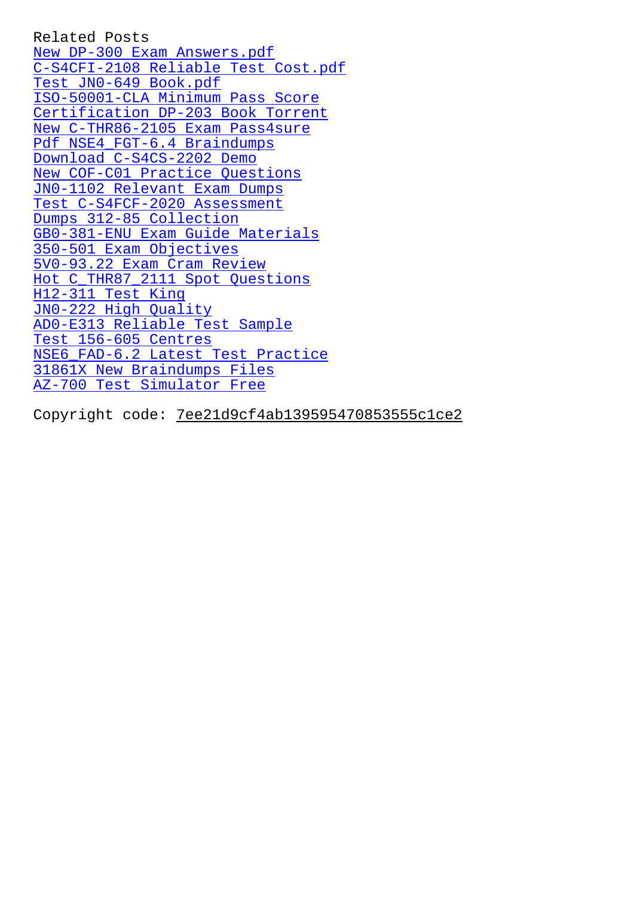Related Posts

New DP-300 Exam Answers.pdf
C-S4CFI-2108 Reliable Test Cost.pdf
Test JN0-649 Book.pdf
ISO-50001-CLA Minimum Pass Score
Certification DP-203 Book Torrent
New C-THR86-2105 Exam Pass4sure
Pdf NSE4_FGT-6.4 Braindumps
Download C-S4CS-2202 Demo
New COF-C01 Practice Questions
JN0-1102 Relevant Exam Dumps
Test C-S4FCF-2020 Assessment
Dumps 312-85 Collection
GB0-381-ENU Exam Guide Materials
350-501 Exam Objectives
5V0-93.22 Exam Cram Review
Hot C_THR87_2111 Spot Questions
H12-311 Test King
JN0-222 High Quality
AD0-E313 Reliable Test Sample
Test 156-605 Centres
NSE6_FAD-6.2 Latest Test Practice
31861X New Braindumps Files
AZ-700 Test Simulator Free

Copyright code: 7ee21d9cf4ab139595470853555c1ce2